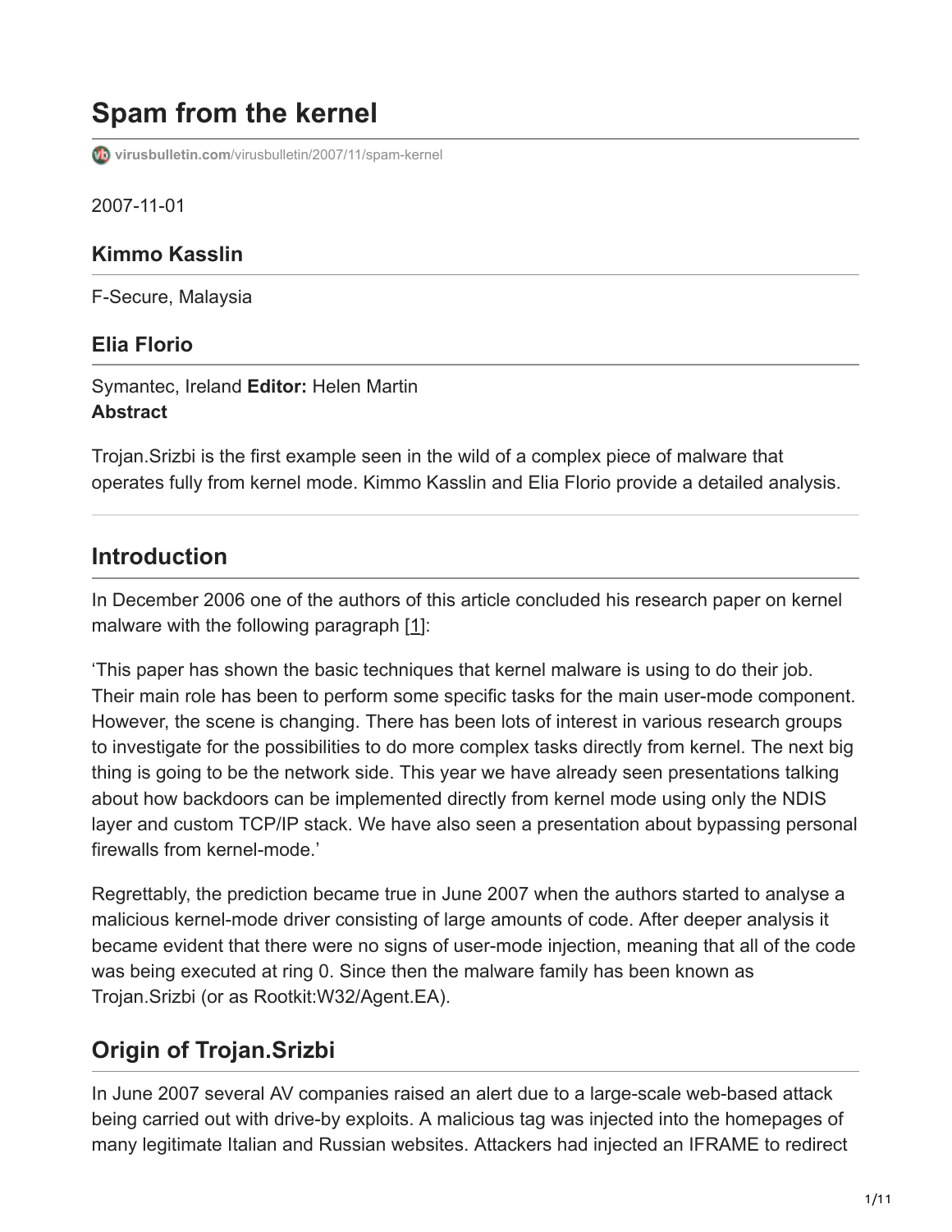# Spam from the kernel

virusbulletin.com/virusbulletin/2007/11/spam-kernel

2007-11-01

### Kimmo Kasslin

F-Secure, Malaysia

### Elia Florio

Symantec, Ireland **Editor:** Helen Martin
**Abstract**

Trojan.Srizbi is the first example seen in the wild of a complex piece of malware that operates fully from kernel mode. Kimmo Kasslin and Elia Florio provide a detailed analysis.

## Introduction

In December 2006 one of the authors of this article concluded his research paper on kernel malware with the following paragraph [1]:

'This paper has shown the basic techniques that kernel malware is using to do their job. Their main role has been to perform some specific tasks for the main user-mode component. However, the scene is changing. There has been lots of interest in various research groups to investigate for the possibilities to do more complex tasks directly from kernel. The next big thing is going to be the network side. This year we have already seen presentations talking about how backdoors can be implemented directly from kernel mode using only the NDIS layer and custom TCP/IP stack. We have also seen a presentation about bypassing personal firewalls from kernel-mode.'

Regrettably, the prediction became true in June 2007 when the authors started to analyse a malicious kernel-mode driver consisting of large amounts of code. After deeper analysis it became evident that there were no signs of user-mode injection, meaning that all of the code was being executed at ring 0. Since then the malware family has been known as Trojan.Srizbi (or as Rootkit:W32/Agent.EA).

## Origin of Trojan.Srizbi

In June 2007 several AV companies raised an alert due to a large-scale web-based attack being carried out with drive-by exploits. A malicious tag was injected into the homepages of many legitimate Italian and Russian websites. Attackers had injected an IFRAME to redirect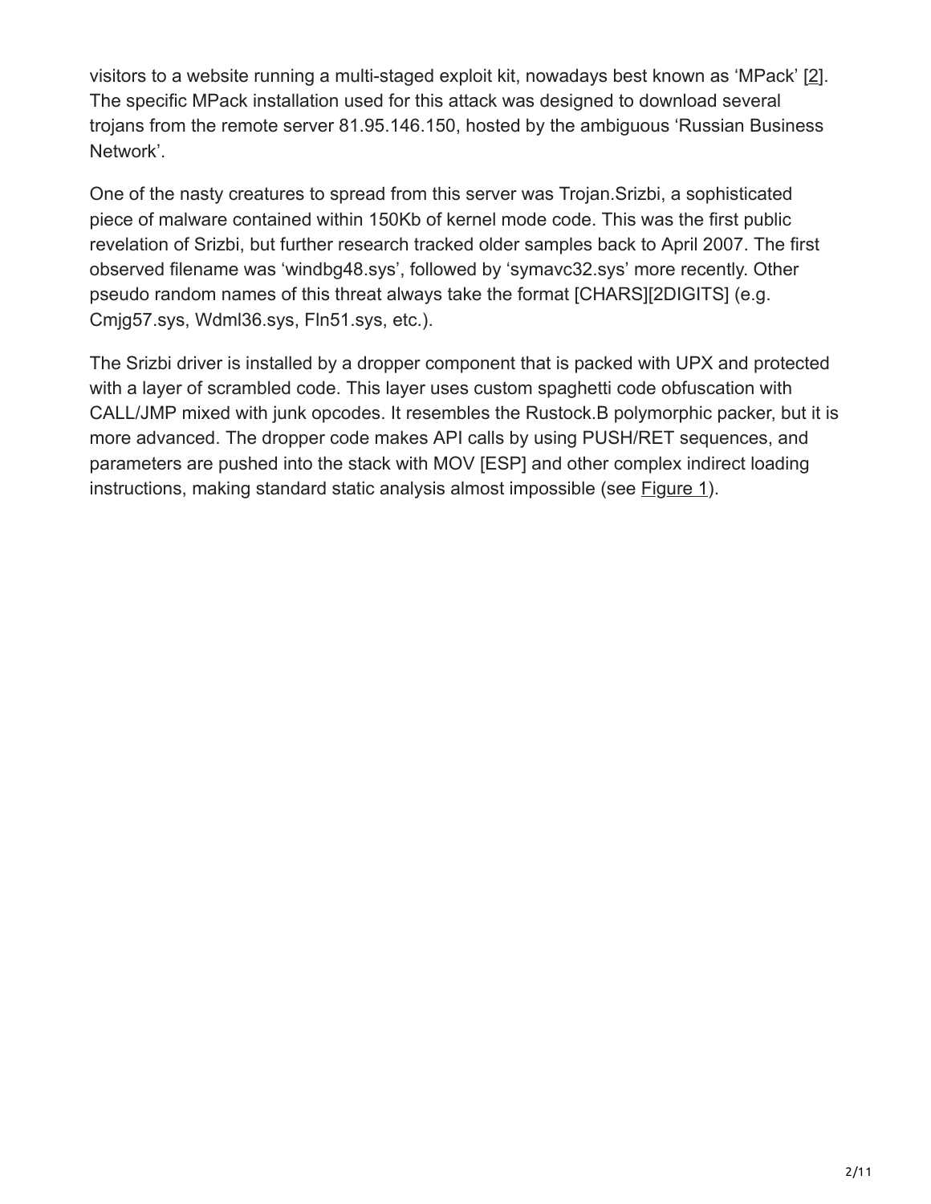visitors to a website running a multi-staged exploit kit, nowadays best known as 'MPack' [2]. The specific MPack installation used for this attack was designed to download several trojans from the remote server 81.95.146.150, hosted by the ambiguous 'Russian Business Network'.

One of the nasty creatures to spread from this server was Trojan.Srizbi, a sophisticated piece of malware contained within 150Kb of kernel mode code. This was the first public revelation of Srizbi, but further research tracked older samples back to April 2007. The first observed filename was 'windbg48.sys', followed by 'symavc32.sys' more recently. Other pseudo random names of this threat always take the format [CHARS][2DIGITS] (e.g. Cmjg57.sys, Wdml36.sys, Fln51.sys, etc.).

The Srizbi driver is installed by a dropper component that is packed with UPX and protected with a layer of scrambled code. This layer uses custom spaghetti code obfuscation with CALL/JMP mixed with junk opcodes. It resembles the Rustock.B polymorphic packer, but it is more advanced. The dropper code makes API calls by using PUSH/RET sequences, and parameters are pushed into the stack with MOV [ESP] and other complex indirect loading instructions, making standard static analysis almost impossible (see Figure 1).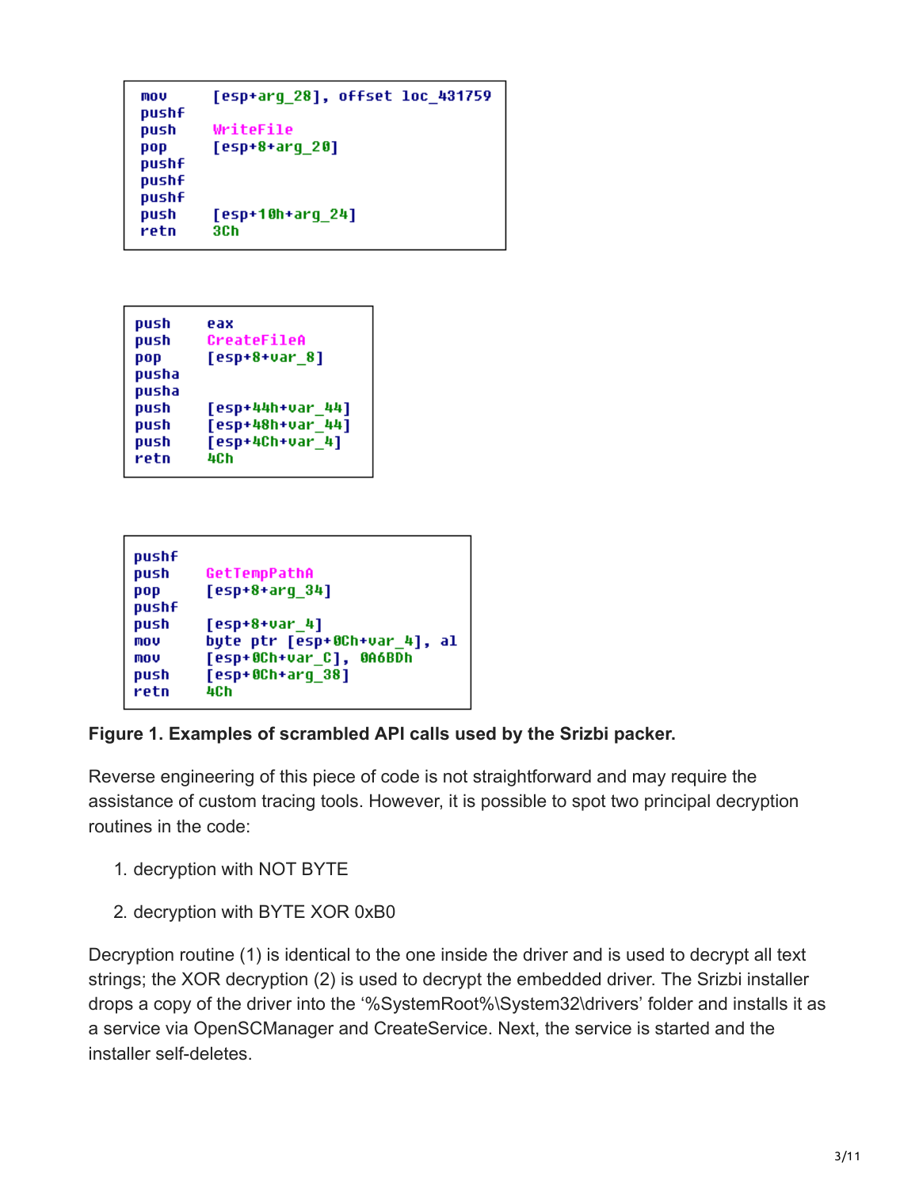```
mov     [esp+arg_28], offset loc_431759
pushf
push    WriteFile
pop     [esp+8+arg_20]
pushf
pushf
pushf
push    [esp+10h+arg_24]
retn    3Ch
```

```
push    eax
push    CreateFileA
pop     [esp+8+var_8]
pusha
pusha
push    [esp+44h+var_44]
push    [esp+48h+var_44]
push    [esp+4Ch+var_4]
retn    4Ch
```

```
pushf
push    GetTempPathA
pop     [esp+8+arg_34]
pushf
push    [esp+8+var_4]
mov     byte ptr [esp+0Ch+var_4], al
mov     [esp+0Ch+var_C], 0A6BDh
push    [esp+0Ch+arg_38]
retn    4Ch
```

**Figure 1. Examples of scrambled API calls used by the Srizbi packer.**

Reverse engineering of this piece of code is not straightforward and may require the assistance of custom tracing tools. However, it is possible to spot two principal decryption routines in the code:

1. decryption with NOT BYTE
2. decryption with BYTE XOR 0xB0

Decryption routine (1) is identical to the one inside the driver and is used to decrypt all text strings; the XOR decryption (2) is used to decrypt the embedded driver. The Srizbi installer drops a copy of the driver into the '%SystemRoot%\System32\drivers' folder and installs it as a service via OpenSCManager and CreateService. Next, the service is started and the installer self-deletes.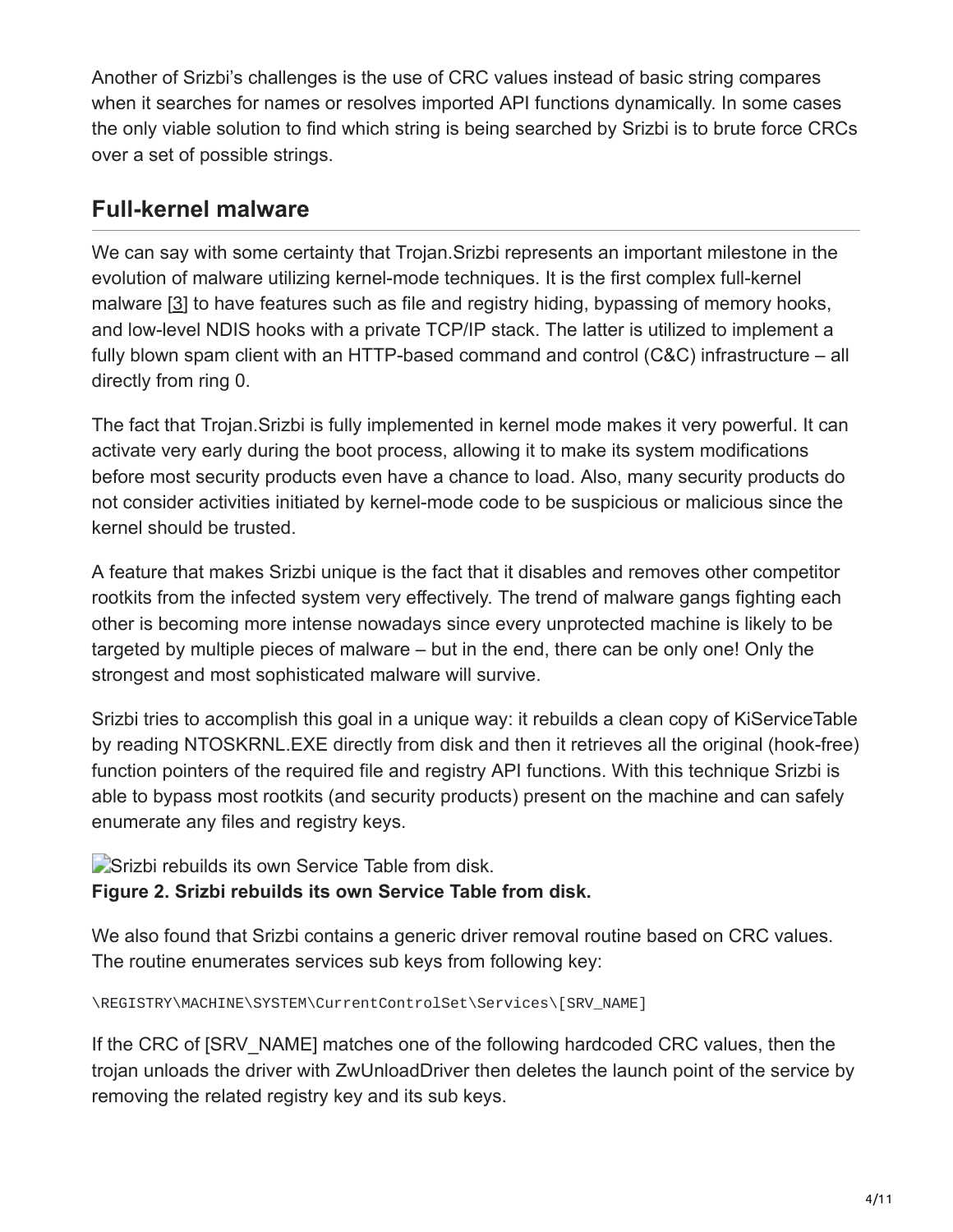Another of Srizbi's challenges is the use of CRC values instead of basic string compares when it searches for names or resolves imported API functions dynamically. In some cases the only viable solution to find which string is being searched by Srizbi is to brute force CRCs over a set of possible strings.

## Full-kernel malware

We can say with some certainty that Trojan.Srizbi represents an important milestone in the evolution of malware utilizing kernel-mode techniques. It is the first complex full-kernel malware [3] to have features such as file and registry hiding, bypassing of memory hooks, and low-level NDIS hooks with a private TCP/IP stack. The latter is utilized to implement a fully blown spam client with an HTTP-based command and control (C&C) infrastructure – all directly from ring 0.

The fact that Trojan.Srizbi is fully implemented in kernel mode makes it very powerful. It can activate very early during the boot process, allowing it to make its system modifications before most security products even have a chance to load. Also, many security products do not consider activities initiated by kernel-mode code to be suspicious or malicious since the kernel should be trusted.

A feature that makes Srizbi unique is the fact that it disables and removes other competitor rootkits from the infected system very effectively. The trend of malware gangs fighting each other is becoming more intense nowadays since every unprotected machine is likely to be targeted by multiple pieces of malware – but in the end, there can be only one! Only the strongest and most sophisticated malware will survive.

Srizbi tries to accomplish this goal in a unique way: it rebuilds a clean copy of KiServiceTable by reading NTOSKRNL.EXE directly from disk and then it retrieves all the original (hook-free) function pointers of the required file and registry API functions. With this technique Srizbi is able to bypass most rootkits (and security products) present on the machine and can safely enumerate any files and registry keys.

Srizbi rebuilds its own Service Table from disk.

**Figure 2. Srizbi rebuilds its own Service Table from disk.**

We also found that Srizbi contains a generic driver removal routine based on CRC values. The routine enumerates services sub keys from following key:

```
\REGISTRY\MACHINE\SYSTEM\CurrentControlSet\Services\[SRV_NAME]
```

If the CRC of [SRV_NAME] matches one of the following hardcoded CRC values, then the trojan unloads the driver with ZwUnloadDriver then deletes the launch point of the service by removing the related registry key and its sub keys.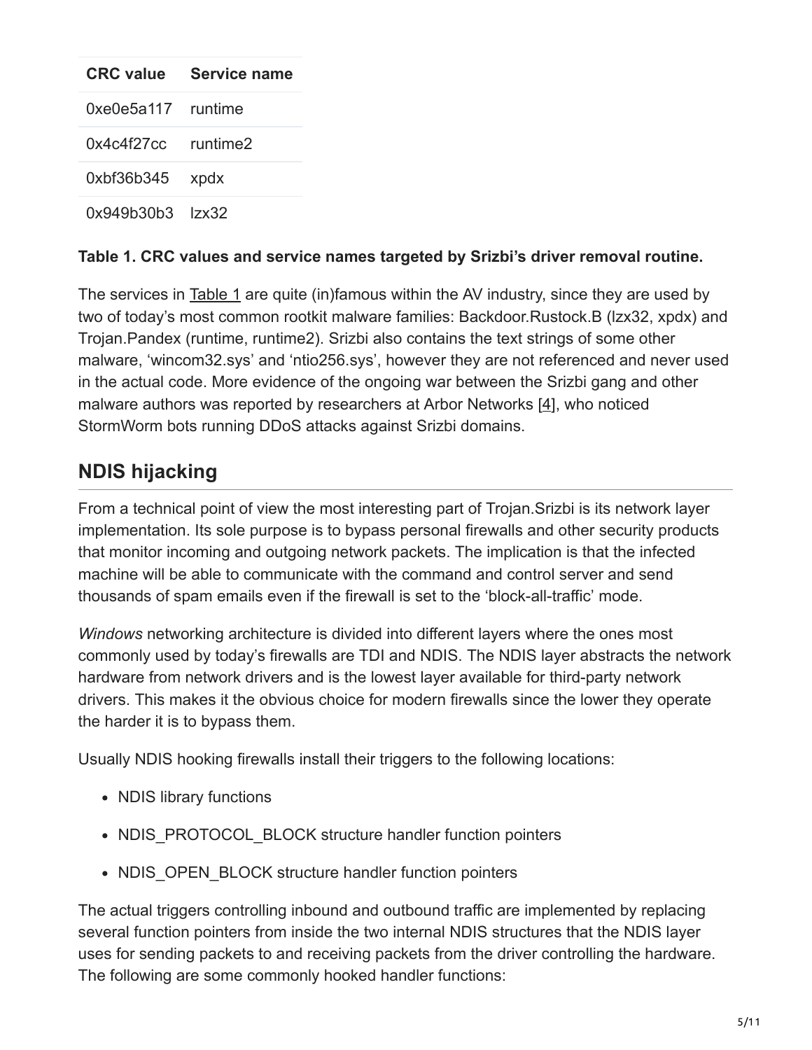| CRC value | Service name |
|---|---|
| 0xe0e5a117 | runtime |
| 0x4c4f27cc | runtime2 |
| 0xbf36b345 | xpdx |
| 0x949b30b3 | lzx32 |

**Table 1. CRC values and service names targeted by Srizbi's driver removal routine.**

The services in Table 1 are quite (in)famous within the AV industry, since they are used by two of today's most common rootkit malware families: Backdoor.Rustock.B (lzx32, xpdx) and Trojan.Pandex (runtime, runtime2). Srizbi also contains the text strings of some other malware, 'wincom32.sys' and 'ntio256.sys', however they are not referenced and never used in the actual code. More evidence of the ongoing war between the Srizbi gang and other malware authors was reported by researchers at Arbor Networks [4], who noticed StormWorm bots running DDoS attacks against Srizbi domains.

## NDIS hijacking

From a technical point of view the most interesting part of Trojan.Srizbi is its network layer implementation. Its sole purpose is to bypass personal firewalls and other security products that monitor incoming and outgoing network packets. The implication is that the infected machine will be able to communicate with the command and control server and send thousands of spam emails even if the firewall is set to the 'block-all-traffic' mode.

*Windows* networking architecture is divided into different layers where the ones most commonly used by today's firewalls are TDI and NDIS. The NDIS layer abstracts the network hardware from network drivers and is the lowest layer available for third-party network drivers. This makes it the obvious choice for modern firewalls since the lower they operate the harder it is to bypass them.

Usually NDIS hooking firewalls install their triggers to the following locations:

- NDIS library functions
- NDIS_PROTOCOL_BLOCK structure handler function pointers
- NDIS_OPEN_BLOCK structure handler function pointers

The actual triggers controlling inbound and outbound traffic are implemented by replacing several function pointers from inside the two internal NDIS structures that the NDIS layer uses for sending packets to and receiving packets from the driver controlling the hardware. The following are some commonly hooked handler functions: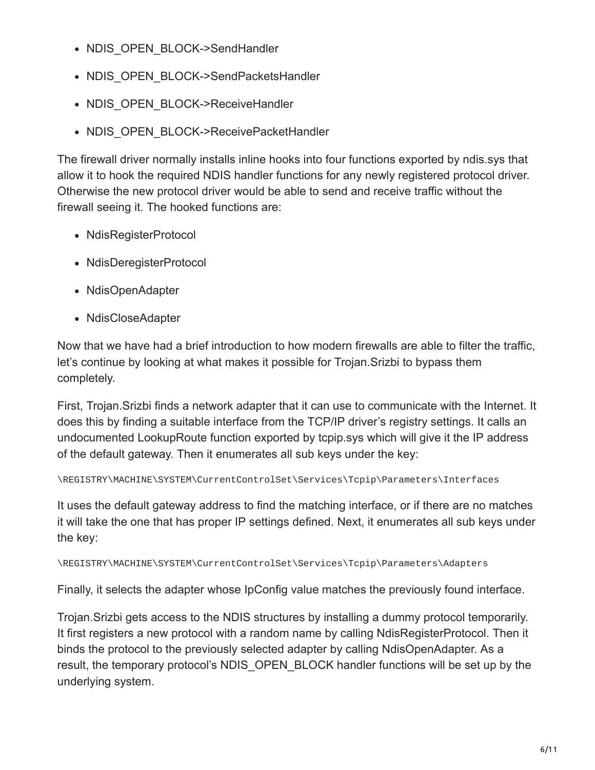- NDIS_OPEN_BLOCK->SendHandler
- NDIS_OPEN_BLOCK->SendPacketsHandler
- NDIS_OPEN_BLOCK->ReceiveHandler
- NDIS_OPEN_BLOCK->ReceivePacketHandler

The firewall driver normally installs inline hooks into four functions exported by ndis.sys that allow it to hook the required NDIS handler functions for any newly registered protocol driver. Otherwise the new protocol driver would be able to send and receive traffic without the firewall seeing it. The hooked functions are:

- NdisRegisterProtocol
- NdisDeregisterProtocol
- NdisOpenAdapter
- NdisCloseAdapter

Now that we have had a brief introduction to how modern firewalls are able to filter the traffic, let's continue by looking at what makes it possible for Trojan.Srizbi to bypass them completely.

First, Trojan.Srizbi finds a network adapter that it can use to communicate with the Internet. It does this by finding a suitable interface from the TCP/IP driver's registry settings. It calls an undocumented LookupRoute function exported by tcpip.sys which will give it the IP address of the default gateway. Then it enumerates all sub keys under the key:

```
\REGISTRY\MACHINE\SYSTEM\CurrentControlSet\Services\Tcpip\Parameters\Interfaces
```

It uses the default gateway address to find the matching interface, or if there are no matches it will take the one that has proper IP settings defined. Next, it enumerates all sub keys under the key:

```
\REGISTRY\MACHINE\SYSTEM\CurrentControlSet\Services\Tcpip\Parameters\Adapters
```

Finally, it selects the adapter whose IpConfig value matches the previously found interface.

Trojan.Srizbi gets access to the NDIS structures by installing a dummy protocol temporarily. It first registers a new protocol with a random name by calling NdisRegisterProtocol. Then it binds the protocol to the previously selected adapter by calling NdisOpenAdapter. As a result, the temporary protocol's NDIS_OPEN_BLOCK handler functions will be set up by the underlying system.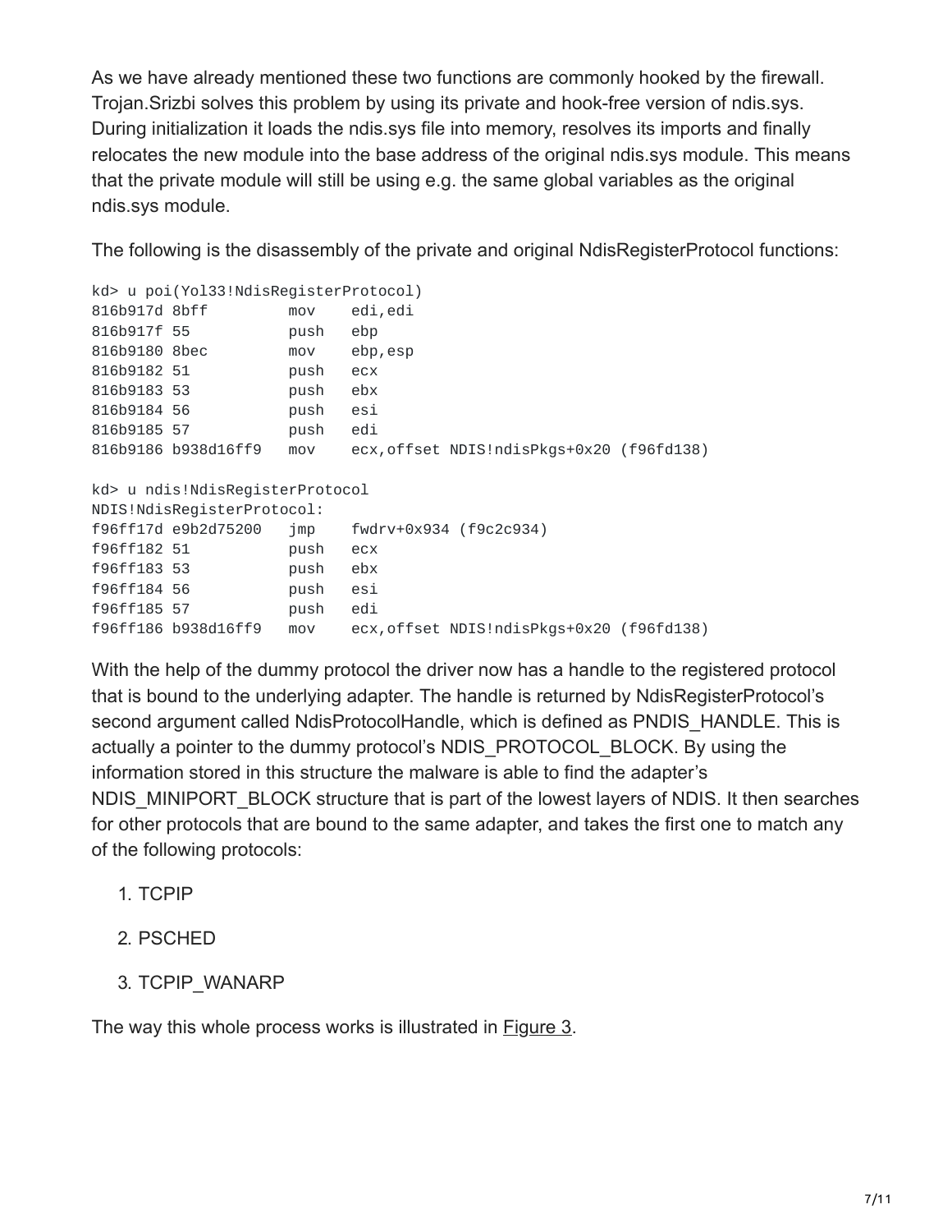As we have already mentioned these two functions are commonly hooked by the firewall. Trojan.Srizbi solves this problem by using its private and hook-free version of ndis.sys. During initialization it loads the ndis.sys file into memory, resolves its imports and finally relocates the new module into the base address of the original ndis.sys module. This means that the private module will still be using e.g. the same global variables as the original ndis.sys module.

The following is the disassembly of the private and original NdisRegisterProtocol functions:

```
kd> u poi(Yol33!NdisRegisterProtocol)
816b917d 8bff         mov    edi,edi
816b917f 55           push   ebp
816b9180 8bec         mov    ebp,esp
816b9182 51           push   ecx
816b9183 53           push   ebx
816b9184 56           push   esi
816b9185 57           push   edi
816b9186 b938d16ff9   mov    ecx,offset NDIS!ndisPkgs+0x20 (f96fd138)

kd> u ndis!NdisRegisterProtocol
NDIS!NdisRegisterProtocol:
f96ff17d e9b2d75200   jmp    fwdrv+0x934 (f9c2c934)
f96ff182 51           push   ecx
f96ff183 53           push   ebx
f96ff184 56           push   esi
f96ff185 57           push   edi
f96ff186 b938d16ff9   mov    ecx,offset NDIS!ndisPkgs+0x20 (f96fd138)
```

With the help of the dummy protocol the driver now has a handle to the registered protocol that is bound to the underlying adapter. The handle is returned by NdisRegisterProtocol's second argument called NdisProtocolHandle, which is defined as PNDIS_HANDLE. This is actually a pointer to the dummy protocol's NDIS_PROTOCOL_BLOCK. By using the information stored in this structure the malware is able to find the adapter's NDIS_MINIPORT_BLOCK structure that is part of the lowest layers of NDIS. It then searches for other protocols that are bound to the same adapter, and takes the first one to match any of the following protocols:

1. TCPIP
2. PSCHED
3. TCPIP_WANARP

The way this whole process works is illustrated in Figure 3.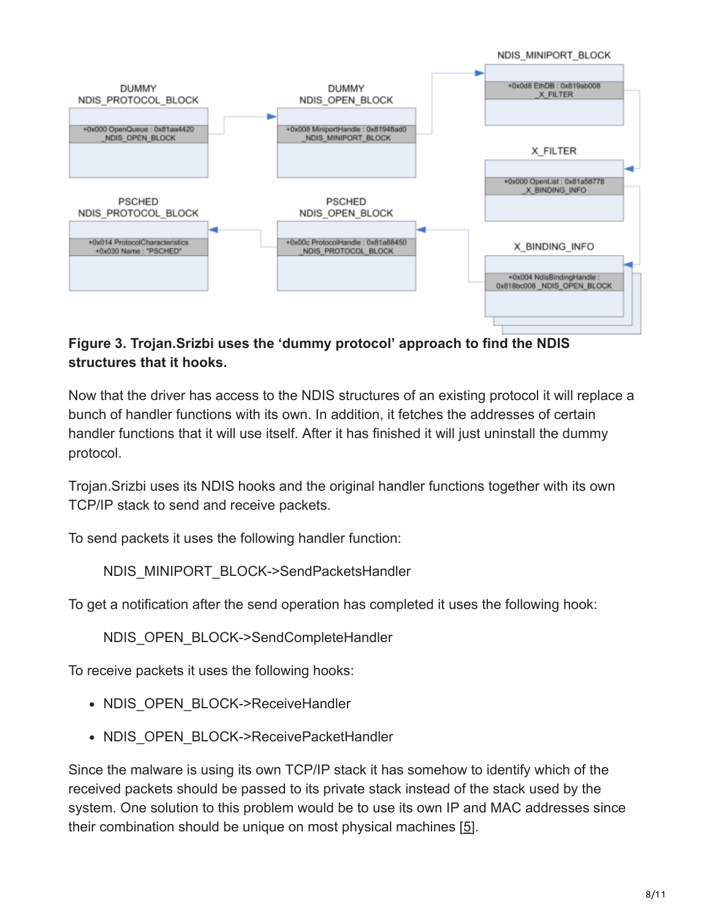DUMMY NDIS_PROTOCOL_BLOCK

+0x000 OpenQueue : 0x81aa4420 _NDIS_OPEN_BLOCK

DUMMY NDIS_OPEN_BLOCK

+0x008 MiniportHandle : 0x81948ad0 _NDIS_MINIPORT_BLOCK

NDIS_MINIPORT_BLOCK

+0x0d8 EthDB : 0x819ab008 _X_FILTER

X_FILTER

+0x000 OpenList : 0x81a58778 _X_BINDING_INFO

X_BINDING_INFO

+0x004 NdisBindingHandle : 0x818bc008 _NDIS_OPEN_BLOCK

PSCHED NDIS_OPEN_BLOCK

+0x00c ProtocolHandle : 0x81a88450 _NDIS_PROTOCOL_BLOCK

PSCHED NDIS_PROTOCOL_BLOCK

+0x014 ProtocolCharacteristics +0x030 Name : "PSCHED"

**Figure 3. Trojan.Srizbi uses the 'dummy protocol' approach to find the NDIS structures that it hooks.**

Now that the driver has access to the NDIS structures of an existing protocol it will replace a bunch of handler functions with its own. In addition, it fetches the addresses of certain handler functions that it will use itself. After it has finished it will just uninstall the dummy protocol.

Trojan.Srizbi uses its NDIS hooks and the original handler functions together with its own TCP/IP stack to send and receive packets.

To send packets it uses the following handler function:

NDIS_MINIPORT_BLOCK->SendPacketsHandler

To get a notification after the send operation has completed it uses the following hook:

NDIS_OPEN_BLOCK->SendCompleteHandler

To receive packets it uses the following hooks:

- NDIS_OPEN_BLOCK->ReceiveHandler
- NDIS_OPEN_BLOCK->ReceivePacketHandler

Since the malware is using its own TCP/IP stack it has somehow to identify which of the received packets should be passed to its private stack instead of the stack used by the system. One solution to this problem would be to use its own IP and MAC addresses since their combination should be unique on most physical machines [5].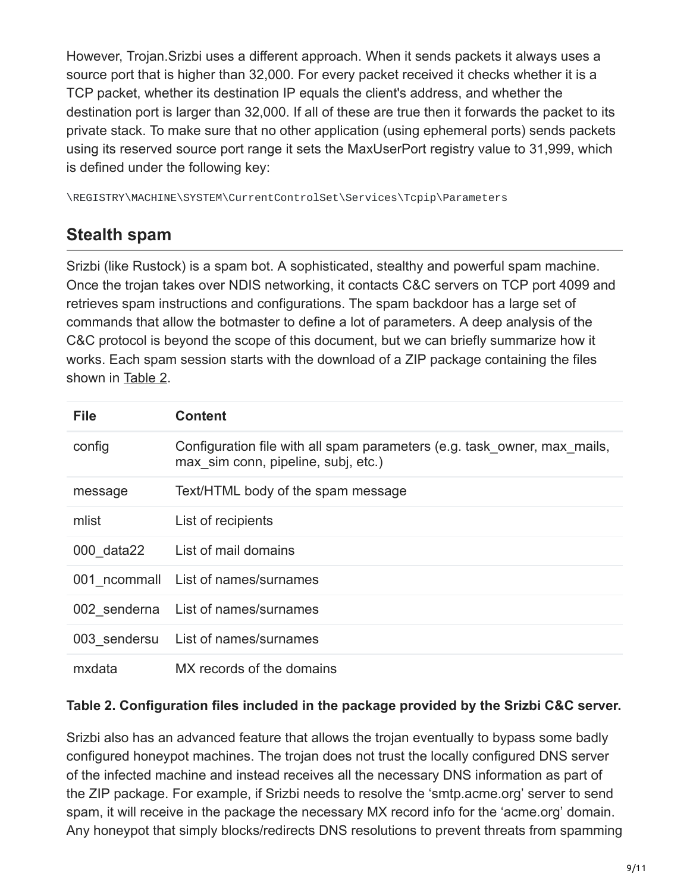However, Trojan.Srizbi uses a different approach. When it sends packets it always uses a source port that is higher than 32,000. For every packet received it checks whether it is a TCP packet, whether its destination IP equals the client's address, and whether the destination port is larger than 32,000. If all of these are true then it forwards the packet to its private stack. To make sure that no other application (using ephemeral ports) sends packets using its reserved source port range it sets the MaxUserPort registry value to 31,999, which is defined under the following key:

```
\REGISTRY\MACHINE\SYSTEM\CurrentControlSet\Services\Tcpip\Parameters
```

## Stealth spam

Srizbi (like Rustock) is a spam bot. A sophisticated, stealthy and powerful spam machine. Once the trojan takes over NDIS networking, it contacts C&C servers on TCP port 4099 and retrieves spam instructions and configurations. The spam backdoor has a large set of commands that allow the botmaster to define a lot of parameters. A deep analysis of the C&C protocol is beyond the scope of this document, but we can briefly summarize how it works. Each spam session starts with the download of a ZIP package containing the files shown in Table 2.

| File | Content |
| --- | --- |
| config | Configuration file with all spam parameters (e.g. task_owner, max_mails, max_sim conn, pipeline, subj, etc.) |
| message | Text/HTML body of the spam message |
| mlist | List of recipients |
| 000_data22 | List of mail domains |
| 001_ncommall | List of names/surnames |
| 002_senderna | List of names/surnames |
| 003_sendersu | List of names/surnames |
| mxdata | MX records of the domains |

**Table 2. Configuration files included in the package provided by the Srizbi C&C server.**

Srizbi also has an advanced feature that allows the trojan eventually to bypass some badly configured honeypot machines. The trojan does not trust the locally configured DNS server of the infected machine and instead receives all the necessary DNS information as part of the ZIP package. For example, if Srizbi needs to resolve the 'smtp.acme.org' server to send spam, it will receive in the package the necessary MX record info for the 'acme.org' domain. Any honeypot that simply blocks/redirects DNS resolutions to prevent threats from spamming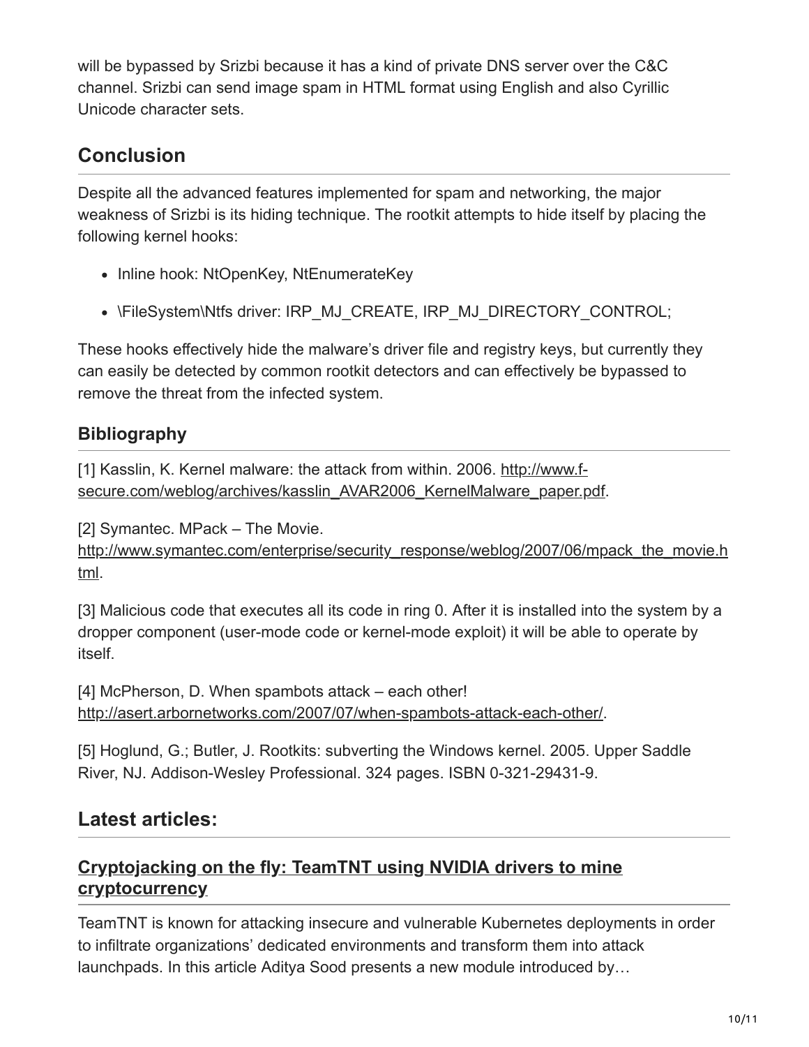will be bypassed by Srizbi because it has a kind of private DNS server over the C&C channel. Srizbi can send image spam in HTML format using English and also Cyrillic Unicode character sets.

## Conclusion

Despite all the advanced features implemented for spam and networking, the major weakness of Srizbi is its hiding technique. The rootkit attempts to hide itself by placing the following kernel hooks:

- Inline hook: NtOpenKey, NtEnumerateKey
- \FileSystem\Ntfs driver: IRP_MJ_CREATE, IRP_MJ_DIRECTORY_CONTROL;

These hooks effectively hide the malware's driver file and registry keys, but currently they can easily be detected by common rootkit detectors and can effectively be bypassed to remove the threat from the infected system.

### Bibliography

[1] Kasslin, K. Kernel malware: the attack from within. 2006. http://www.f-secure.com/weblog/archives/kasslin_AVAR2006_KernelMalware_paper.pdf.

[2] Symantec. MPack – The Movie. http://www.symantec.com/enterprise/security_response/weblog/2007/06/mpack_the_movie.html.

[3] Malicious code that executes all its code in ring 0. After it is installed into the system by a dropper component (user-mode code or kernel-mode exploit) it will be able to operate by itself.

[4] McPherson, D. When spambots attack – each other! http://asert.arbornetworks.com/2007/07/when-spambots-attack-each-other/.

[5] Hoglund, G.; Butler, J. Rootkits: subverting the Windows kernel. 2005. Upper Saddle River, NJ. Addison-Wesley Professional. 324 pages. ISBN 0-321-29431-9.

## Latest articles:

### Cryptojacking on the fly: TeamTNT using NVIDIA drivers to mine cryptocurrency

TeamTNT is known for attacking insecure and vulnerable Kubernetes deployments in order to infiltrate organizations' dedicated environments and transform them into attack launchpads. In this article Aditya Sood presents a new module introduced by…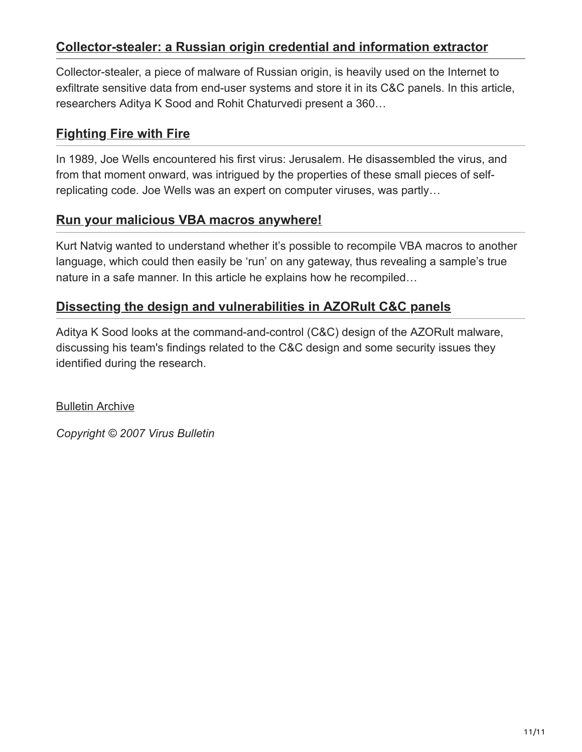## Collector-stealer: a Russian origin credential and information extractor

Collector-stealer, a piece of malware of Russian origin, is heavily used on the Internet to exfiltrate sensitive data from end-user systems and store it in its C&C panels. In this article, researchers Aditya K Sood and Rohit Chaturvedi present a 360…

## Fighting Fire with Fire

In 1989, Joe Wells encountered his first virus: Jerusalem. He disassembled the virus, and from that moment onward, was intrigued by the properties of these small pieces of self-replicating code. Joe Wells was an expert on computer viruses, was partly…

## Run your malicious VBA macros anywhere!

Kurt Natvig wanted to understand whether it's possible to recompile VBA macros to another language, which could then easily be 'run' on any gateway, thus revealing a sample's true nature in a safe manner. In this article he explains how he recompiled…

## Dissecting the design and vulnerabilities in AZORult C&C panels

Aditya K Sood looks at the command-and-control (C&C) design of the AZORult malware, discussing his team's findings related to the C&C design and some security issues they identified during the research.

Bulletin Archive

*Copyright © 2007 Virus Bulletin*